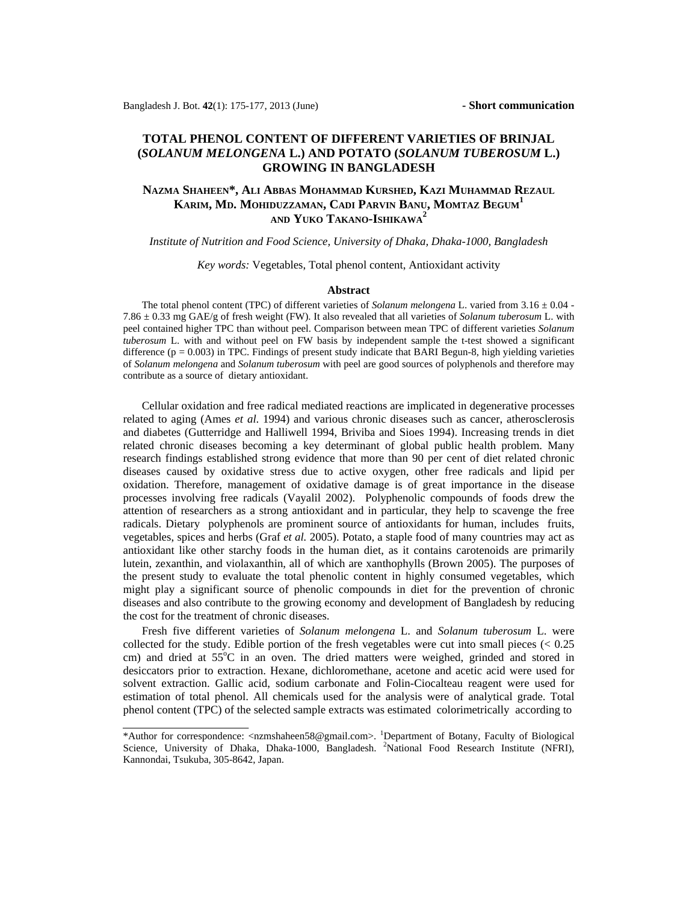- Short communication

# TOTAL PHENOL CONTENT OF DIFFERENT VARIETIES OF BRINJAL (*SOLANUM MELONGENA* L.) AND POTATO (*SOLANUM TUBEROSUM* L.) GROWING IN BANGLADESH

**NAZMA SHAHEEN*, ALI ABBAS MOHAMMAD KURSHED, KAZI MUHAMMAD REZAUL KARIM, MD. MOHIDUZZAMAN, CADI PARVIN BANU, MOMTAZ BEGUM[1] AND YUKO TAKANO-ISHIKAWA[2]**

*Institute of Nutrition and Food Science, University of Dhaka, Dhaka-1000, Bangladesh*

*Key words:* Vegetables, Total phenol content, Antioxidant activity

## Abstract

The total phenol content (TPC) of different varieties of *Solanum melongena* L. varied from 3.16 ± 0.04 - 7.86 ± 0.33 mg GAE/g of fresh weight (FW). It also revealed that all varieties of *Solanum tuberosum* L. with peel contained higher TPC than without peel. Comparison between mean TPC of different varieties *Solanum tuberosum* L. with and without peel on FW basis by independent sample the t-test showed a significant difference ($p = 0.003$) in TPC. Findings of present study indicate that BARI Begun-8, high yielding varieties of *Solanum melongena* and *Solanum tuberosum* with peel are good sources of polyphenols and therefore may contribute as a source of dietary antioxidant.

Cellular oxidation and free radical mediated reactions are implicated in degenerative processes related to aging (Ames *et al.* 1994) and various chronic diseases such as cancer, atherosclerosis and diabetes (Gutterridge and Halliwell 1994, Briviba and Sioes 1994). Increasing trends in diet related chronic diseases becoming a key determinant of global public health problem. Many research findings established strong evidence that more than 90 per cent of diet related chronic diseases caused by oxidative stress due to active oxygen, other free radicals and lipid per oxidation. Therefore, management of oxidative damage is of great importance in the disease processes involving free radicals (Vayalil 2002). Polyphenolic compounds of foods drew the attention of researchers as a strong antioxidant and in particular, they help to scavenge the free radicals. Dietary polyphenols are prominent source of antioxidants for human, includes fruits, vegetables, spices and herbs (Graf *et al.* 2005). Potato, a staple food of many countries may act as antioxidant like other starchy foods in the human diet, as it contains carotenoids are primarily lutein, zexanthin, and violaxanthin, all of which are xanthophylls (Brown 2005). The purposes of the present study to evaluate the total phenolic content in highly consumed vegetables, which might play a significant source of phenolic compounds in diet for the prevention of chronic diseases and also contribute to the growing economy and development of Bangladesh by reducing the cost for the treatment of chronic diseases.

Fresh five different varieties of *Solanum melongena* L. and *Solanum tuberosum* L. were collected for the study. Edible portion of the fresh vegetables were cut into small pieces (< 0.25 cm) and dried at 55°C in an oven. The dried matters were weighed, grinded and stored in desiccators prior to extraction. Hexane, dichloromethane, acetone and acetic acid were used for solvent extraction. Gallic acid, sodium carbonate and Folin-Ciocalteau reagent were used for estimation of total phenol. All chemicals used for the analysis were of analytical grade. Total phenol content (TPC) of the selected sample extracts was estimated colorimetrically according to

*Author for correspondence: <nzmshaheen58@gmail.com>. [1]Department of Botany, Faculty of Biological Science, University of Dhaka, Dhaka-1000, Bangladesh. [2]National Food Research Institute (NFRI), Kannondai, Tsukuba, 305-8642, Japan.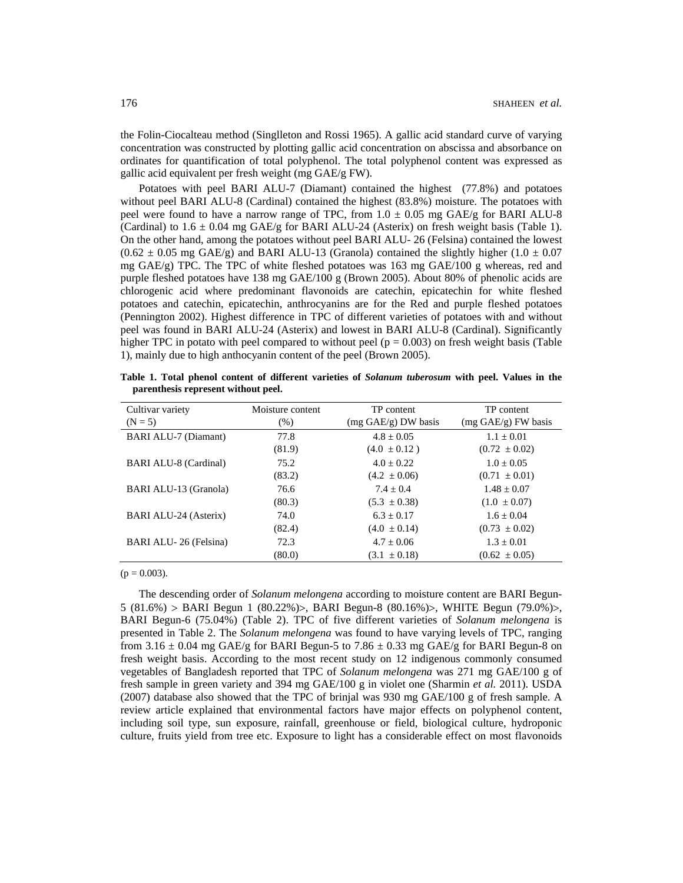the Folin-Ciocalteau method (Singlleton and Rossi 1965). A gallic acid standard curve of varying concentration was constructed by plotting gallic acid concentration on abscissa and absorbance on ordinates for quantification of total polyphenol. The total polyphenol content was expressed as gallic acid equivalent per fresh weight (mg GAE/g FW).

Potatoes with peel BARI ALU-7 (Diamant) contained the highest (77.8%) and potatoes without peel BARI ALU-8 (Cardinal) contained the highest (83.8%) moisture. The potatoes with peel were found to have a narrow range of TPC, from 1.0 ± 0.05 mg GAE/g for BARI ALU-8 (Cardinal) to 1.6 ± 0.04 mg GAE/g for BARI ALU-24 (Asterix) on fresh weight basis (Table 1). On the other hand, among the potatoes without peel BARI ALU- 26 (Felsina) contained the lowest (0.62 ± 0.05 mg GAE/g) and BARI ALU-13 (Granola) contained the slightly higher (1.0 ± 0.07 mg GAE/g) TPC. The TPC of white fleshed potatoes was 163 mg GAE/100 g whereas, red and purple fleshed potatoes have 138 mg GAE/100 g (Brown 2005). About 80% of phenolic acids are chlorogenic acid where predominant flavonoids are catechin, epicatechin for white fleshed potatoes and catechin, epicatechin, anthrocyanins are for the Red and purple fleshed potatoes (Pennington 2002). Highest difference in TPC of different varieties of potatoes with and without peel was found in BARI ALU-24 (Asterix) and lowest in BARI ALU-8 (Cardinal). Significantly higher TPC in potato with peel compared to without peel ($p = 0.003$) on fresh weight basis (Table 1), mainly due to high anthocyanin content of the peel (Brown 2005).

**Table 1. Total phenol content of different varieties of *Solanum tuberosum* with peel. Values in the parenthesis represent without peel.**

| Cultivar variety (N = 5) | Moisture content (%) | TP content (mg GAE/g) DW basis | TP content (mg GAE/g) FW basis |
|---|---|---|---|
| BARI ALU-7 (Diamant) | 77.8 | 4.8 ± 0.05 | 1.1 ± 0.01 |
| | (81.9) | (4.0 ± 0.12 ) | (0.72 ± 0.02) |
| BARI ALU-8 (Cardinal) | 75.2 | 4.0 ± 0.22 | 1.0 ± 0.05 |
| | (83.2) | (4.2 ± 0.06) | (0.71 ± 0.01) |
| BARI ALU-13 (Granola) | 76.6 | 7.4 ± 0.4 | 1.48 ± 0.07 |
| | (80.3) | (5.3 ± 0.38) | (1.0 ± 0.07) |
| BARI ALU-24 (Asterix) | 74.0 | 6.3 ± 0.17 | 1.6 ± 0.04 |
| | (82.4) | (4.0 ± 0.14) | (0.73 ± 0.02) |
| BARI ALU- 26 (Felsina) | 72.3 | 4.7 ± 0.06 | 1.3 ± 0.01 |
| | (80.0) | (3.1 ± 0.18) | (0.62 ± 0.05) |

($p = 0.003$).

The descending order of *Solanum melongena* according to moisture content are BARI Begun-5 (81.6%) > BARI Begun 1 (80.22%)>, BARI Begun-8 (80.16%)>, WHITE Begun (79.0%)>, BARI Begun-6 (75.04%) (Table 2). TPC of five different varieties of *Solanum melongena* is presented in Table 2. The *Solanum melongena* was found to have varying levels of TPC, ranging from 3.16 ± 0.04 mg GAE/g for BARI Begun-5 to 7.86 ± 0.33 mg GAE/g for BARI Begun-8 on fresh weight basis. According to the most recent study on 12 indigenous commonly consumed vegetables of Bangladesh reported that TPC of *Solanum melongena* was 271 mg GAE/100 g of fresh sample in green variety and 394 mg GAE/100 g in violet one (Sharmin *et al.* 2011). USDA (2007) database also showed that the TPC of brinjal was 930 mg GAE/100 g of fresh sample. A review article explained that environmental factors have major effects on polyphenol content, including soil type, sun exposure, rainfall, greenhouse or field, biological culture, hydroponic culture, fruits yield from tree etc. Exposure to light has a considerable effect on most flavonoids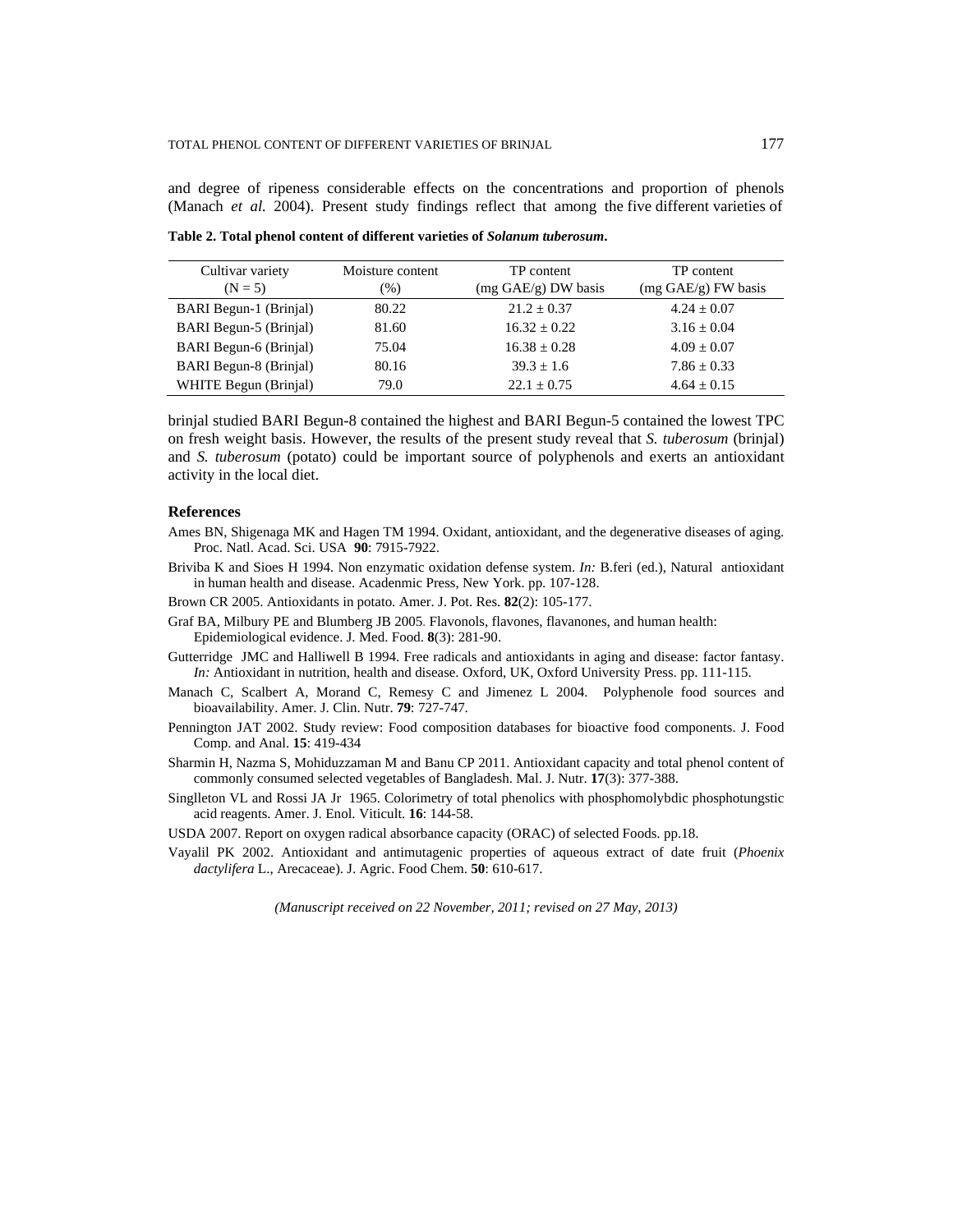and degree of ripeness considerable effects on the concentrations and proportion of phenols (Manach *et al.* 2004). Present study findings reflect that among the five different varieties of

**Table 2. Total phenol content of different varieties of *Solanum tuberosum*.**

| Cultivar variety (N = 5) | Moisture content (%) | TP content (mg GAE/g) DW basis | TP content (mg GAE/g) FW basis |
|---|---|---|---|
| BARI Begun-1 (Brinjal) | 80.22 | 21.2 ± 0.37 | 4.24 ± 0.07 |
| BARI Begun-5 (Brinjal) | 81.60 | 16.32 ± 0.22 | 3.16 ± 0.04 |
| BARI Begun-6 (Brinjal) | 75.04 | 16.38 ± 0.28 | 4.09 ± 0.07 |
| BARI Begun-8 (Brinjal) | 80.16 | 39.3 ± 1.6 | 7.86 ± 0.33 |
| WHITE Begun (Brinjal) | 79.0 | 22.1 ± 0.75 | 4.64 ± 0.15 |

brinjal studied BARI Begun-8 contained the highest and BARI Begun-5 contained the lowest TPC on fresh weight basis. However, the results of the present study reveal that *S. tuberosum* (brinjal) and *S. tuberosum* (potato) could be important source of polyphenols and exerts an antioxidant activity in the local diet.

## References

Ames BN, Shigenaga MK and Hagen TM 1994. Oxidant, antioxidant, and the degenerative diseases of aging. Proc. Natl. Acad. Sci. USA **90**: 7915-7922.

Briviba K and Sioes H 1994. Non enzymatic oxidation defense system. *In:* B.feri (ed.), Natural antioxidant in human health and disease. Acadenmic Press, New York. pp. 107-128.

Brown CR 2005. Antioxidants in potato. Amer. J. Pot. Res. **82**(2): 105-177.

Graf BA, Milbury PE and Blumberg JB 2005. Flavonols, flavones, flavanones, and human health: Epidemiological evidence. J. Med. Food. **8**(3): 281-90.

Gutterridge JMC and Halliwell B 1994. Free radicals and antioxidants in aging and disease: factor fantasy. *In:* Antioxidant in nutrition, health and disease. Oxford, UK, Oxford University Press. pp. 111-115.

Manach C, Scalbert A, Morand C, Remesy C and Jimenez L 2004. Polyphenole food sources and bioavailability. Amer. J. Clin. Nutr. **79**: 727-747.

Pennington JAT 2002. Study review: Food composition databases for bioactive food components. J. Food Comp. and Anal. **15**: 419-434

Sharmin H, Nazma S, Mohiduzzaman M and Banu CP 2011. Antioxidant capacity and total phenol content of commonly consumed selected vegetables of Bangladesh. Mal. J. Nutr. **17**(3): 377-388.

Singlleton VL and Rossi JA Jr 1965. Colorimetry of total phenolics with phosphomolybdic phosphotungstic acid reagents. Amer. J. Enol. Viticult. **16**: 144-58.

USDA 2007. Report on oxygen radical absorbance capacity (ORAC) of selected Foods. pp.18.

Vayalil PK 2002. Antioxidant and antimutagenic properties of aqueous extract of date fruit (*Phoenix dactylifera* L., Arecaceae). J. Agric. Food Chem. **50**: 610-617.

*(Manuscript received on 22 November, 2011; revised on 27 May, 2013)*